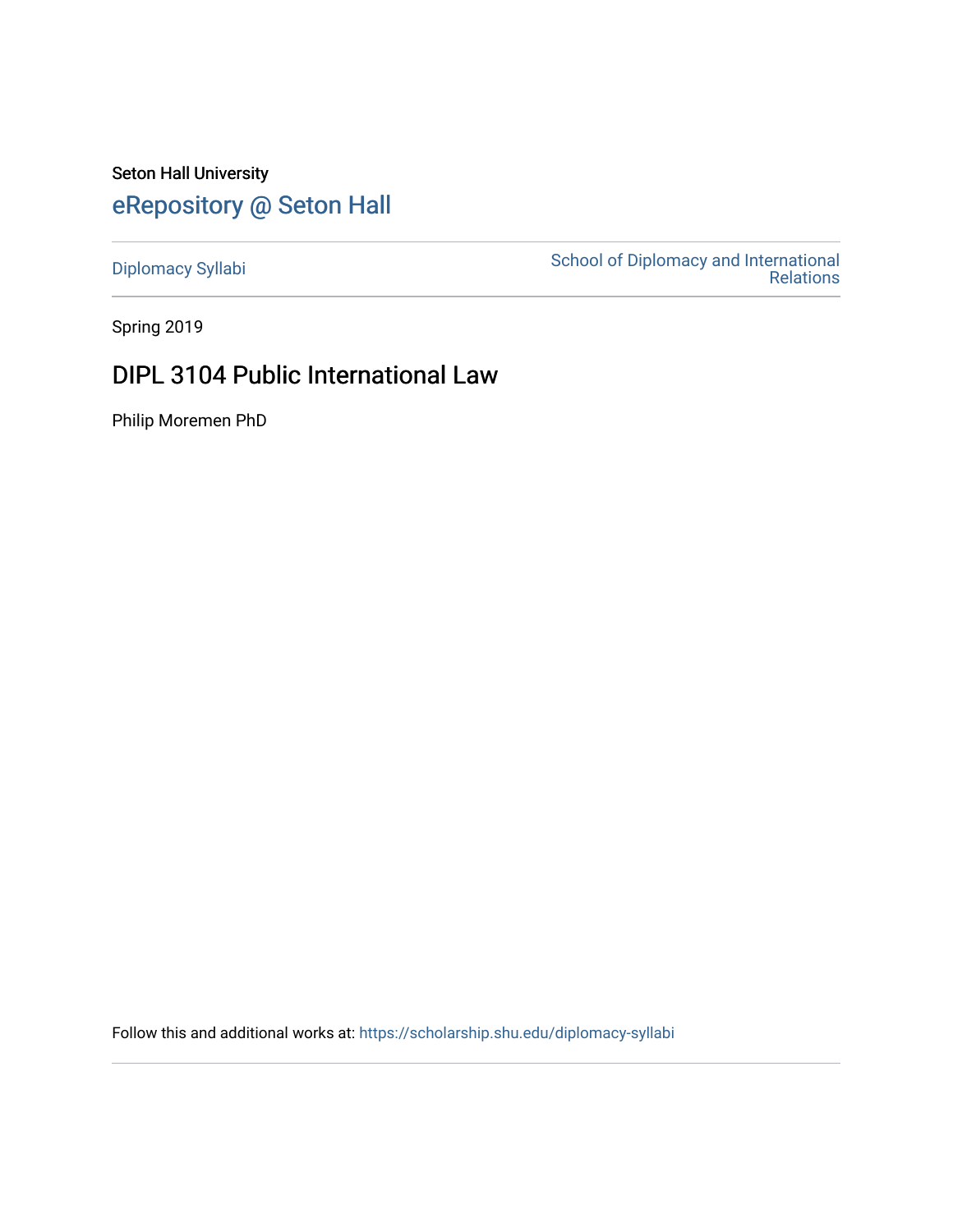Seton Hall University

# eRepository @ Seton Hall

Diplomacy Syllabi

School of Diplomacy and International Relations

Spring 2019

## DIPL 3104 Public International Law

Philip Moremen PhD

Follow this and additional works at: https://scholarship.shu.edu/diplomacy-syllabi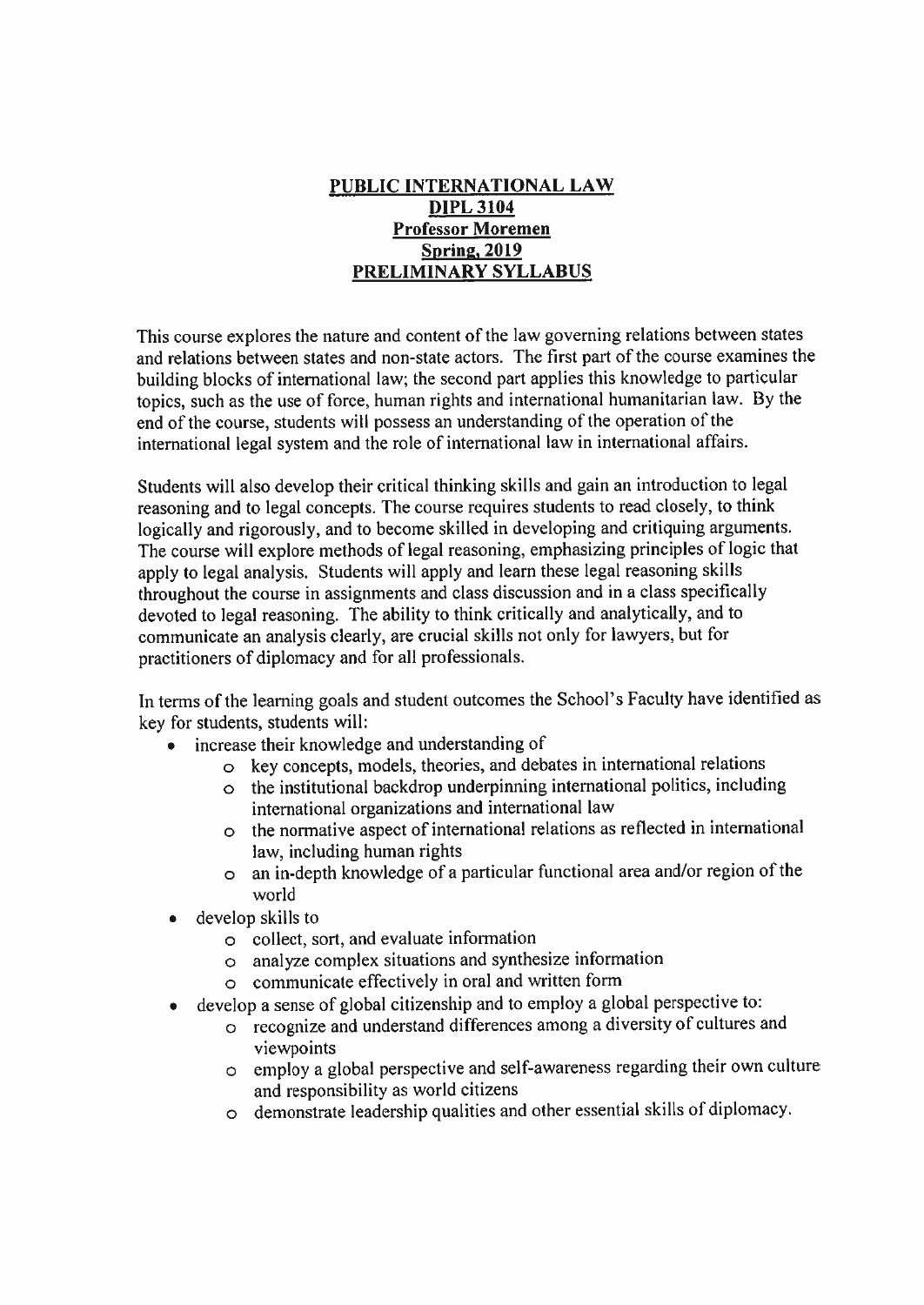# PUBLIC INTERNATIONAL LAW
## DIPL 3104
## Professor Moremen
## Spring, 2019
## PRELIMINARY SYLLABUS

This course explores the nature and content of the law governing relations between states and relations between states and non-state actors. The first part of the course examines the building blocks of international law; the second part applies this knowledge to particular topics, such as the use of force, human rights and international humanitarian law. By the end of the course, students will possess an understanding of the operation of the international legal system and the role of international law in international affairs.

Students will also develop their critical thinking skills and gain an introduction to legal reasoning and to legal concepts. The course requires students to read closely, to think logically and rigorously, and to become skilled in developing and critiquing arguments. The course will explore methods of legal reasoning, emphasizing principles of logic that apply to legal analysis. Students will apply and learn these legal reasoning skills throughout the course in assignments and class discussion and in a class specifically devoted to legal reasoning. The ability to think critically and analytically, and to communicate an analysis clearly, are crucial skills not only for lawyers, but for practitioners of diplomacy and for all professionals.

In terms of the learning goals and student outcomes the School's Faculty have identified as key for students, students will:

- increase their knowledge and understanding of
  - key concepts, models, theories, and debates in international relations
  - the institutional backdrop underpinning international politics, including international organizations and international law
  - the normative aspect of international relations as reflected in international law, including human rights
  - an in-depth knowledge of a particular functional area and/or region of the world
- develop skills to
  - collect, sort, and evaluate information
  - analyze complex situations and synthesize information
  - communicate effectively in oral and written form
- develop a sense of global citizenship and to employ a global perspective to:
  - recognize and understand differences among a diversity of cultures and viewpoints
  - employ a global perspective and self-awareness regarding their own culture and responsibility as world citizens
  - demonstrate leadership qualities and other essential skills of diplomacy.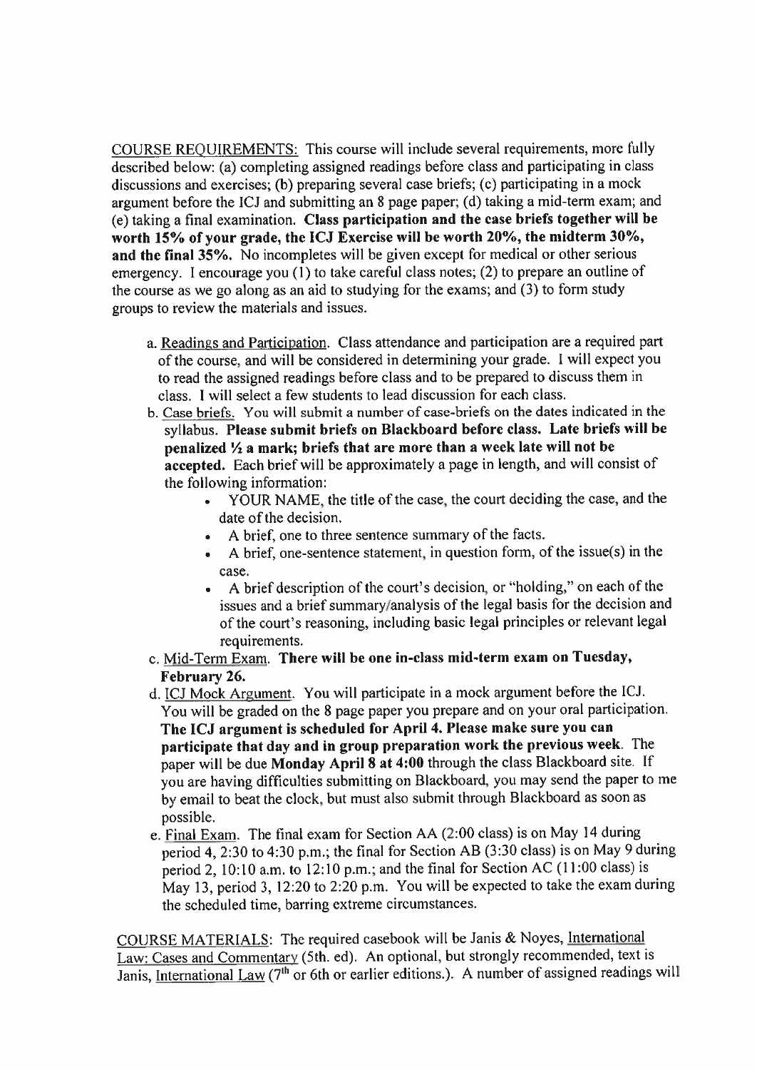<u>COURSE REQUIREMENTS</u>: This course will include several requirements, more fully described below: (a) completing assigned readings before class and participating in class discussions and exercises; (b) preparing several case briefs; (c) participating in a mock argument before the ICJ and submitting an 8 page paper; (d) taking a mid-term exam; and (e) taking a final examination. **Class participation and the case briefs together will be worth 15% of your grade, the ICJ Exercise will be worth 20%, the midterm 30%, and the final 35%.** No incompletes will be given except for medical or other serious emergency. I encourage you (1) to take careful class notes; (2) to prepare an outline of the course as we go along as an aid to studying for the exams; and (3) to form study groups to review the materials and issues.

a. <u>Readings and Participation</u>. Class attendance and participation are a required part of the course, and will be considered in determining your grade. I will expect you to read the assigned readings before class and to be prepared to discuss them in class. I will select a few students to lead discussion for each class.

b. <u>Case briefs.</u> You will submit a number of case-briefs on the dates indicated in the syllabus. **Please submit briefs on Blackboard before class. Late briefs will be penalized ½ a mark; briefs that are more than a week late will not be accepted.** Each brief will be approximately a page in length, and will consist of the following information:
   - YOUR NAME, the title of the case, the court deciding the case, and the date of the decision.
   - A brief, one to three sentence summary of the facts.
   - A brief, one-sentence statement, in question form, of the issue(s) in the case.
   - A brief description of the court's decision, or "holding," on each of the issues and a brief summary/analysis of the legal basis for the decision and of the court's reasoning, including basic legal principles or relevant legal requirements.

c. <u>Mid-Term Exam</u>. **There will be one in-class mid-term exam on Tuesday, February 26.**

d. <u>ICJ Mock Argument</u>. You will participate in a mock argument before the ICJ. You will be graded on the 8 page paper you prepare and on your oral participation. **The ICJ argument is scheduled for April 4. Please make sure you can participate that day and in group preparation work the previous week**. The paper will be due **Monday April 8 at 4:00** through the class Blackboard site. If you are having difficulties submitting on Blackboard, you may send the paper to me by email to beat the clock, but must also submit through Blackboard as soon as possible.

e. <u>Final Exam</u>. The final exam for Section AA (2:00 class) is on May 14 during period 4, 2:30 to 4:30 p.m.; the final for Section AB (3:30 class) is on May 9 during period 2, 10:10 a.m. to 12:10 p.m.; and the final for Section AC (11:00 class) is May 13, period 3, 12:20 to 2:20 p.m. You will be expected to take the exam during the scheduled time, barring extreme circumstances.

<u>COURSE MATERIALS</u>: The required casebook will be Janis & Noyes, <u>International Law: Cases and Commentary</u> (5th. ed). An optional, but strongly recommended, text is Janis, <u>International Law</u> (7th or 6th or earlier editions.). A number of assigned readings will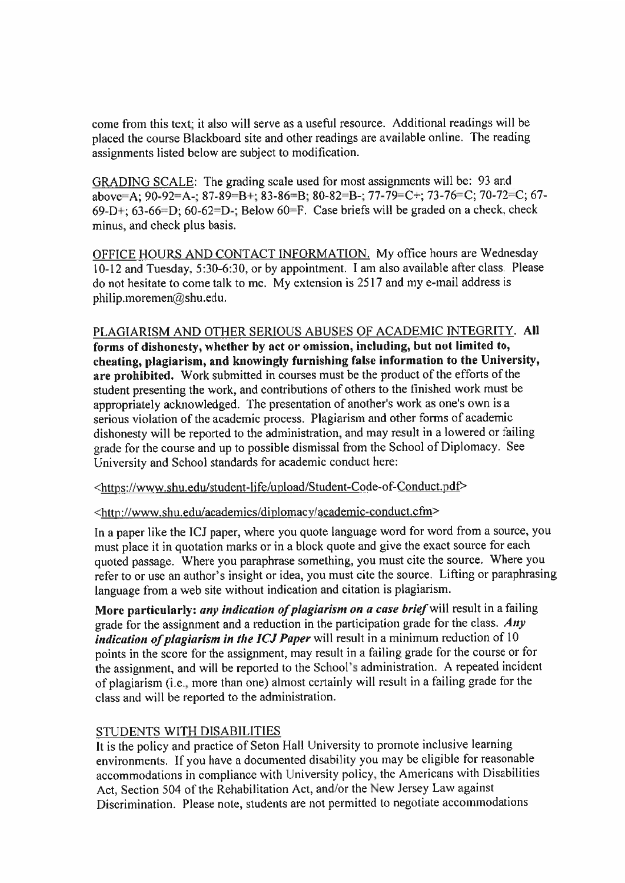come from this text; it also will serve as a useful resource. Additional readings will be placed the course Blackboard site and other readings are available online. The reading assignments listed below are subject to modification.

GRADING SCALE: The grading scale used for most assignments will be: 93 and above=A; 90-92=A-; 87-89=B+; 83-86=B; 80-82=B-; 77-79=C+; 73-76=C; 70-72=C; 67-69-D+; 63-66=D; 60-62=D-; Below 60=F. Case briefs will be graded on a check, check minus, and check plus basis.

OFFICE HOURS AND CONTACT INFORMATION. My office hours are Wednesday 10-12 and Tuesday, 5:30-6:30, or by appointment. I am also available after class. Please do not hesitate to come talk to me. My extension is 2517 and my e-mail address is philip.moremen@shu.edu.

PLAGIARISM AND OTHER SERIOUS ABUSES OF ACADEMIC INTEGRITY. **All forms of dishonesty, whether by act or omission, including, but not limited to, cheating, plagiarism, and knowingly furnishing false information to the University, are prohibited.** Work submitted in courses must be the product of the efforts of the student presenting the work, and contributions of others to the finished work must be appropriately acknowledged. The presentation of another's work as one's own is a serious violation of the academic process. Plagiarism and other forms of academic dishonesty will be reported to the administration, and may result in a lowered or failing grade for the course and up to possible dismissal from the School of Diplomacy. See University and School standards for academic conduct here:

<https://www.shu.edu/student-life/upload/Student-Code-of-Conduct.pdf>

<http://www.shu.edu/academics/diplomacy/academic-conduct.cfm>

In a paper like the ICJ paper, where you quote language word for word from a source, you must place it in quotation marks or in a block quote and give the exact source for each quoted passage. Where you paraphrase something, you must cite the source. Where you refer to or use an author's insight or idea, you must cite the source. Lifting or paraphrasing language from a web site without indication and citation is plagiarism.

**More particularly:** ***any indication of plagiarism on a case brief*** will result in a failing grade for the assignment and a reduction in the participation grade for the class. ***Any indication of plagiarism in the ICJ Paper*** will result in a minimum reduction of 10 points in the score for the assignment, may result in a failing grade for the course or for the assignment, and will be reported to the School's administration. A repeated incident of plagiarism (i.e., more than one) almost certainly will result in a failing grade for the class and will be reported to the administration.

STUDENTS WITH DISABILITIES

It is the policy and practice of Seton Hall University to promote inclusive learning environments. If you have a documented disability you may be eligible for reasonable accommodations in compliance with University policy, the Americans with Disabilities Act, Section 504 of the Rehabilitation Act, and/or the New Jersey Law against Discrimination. Please note, students are not permitted to negotiate accommodations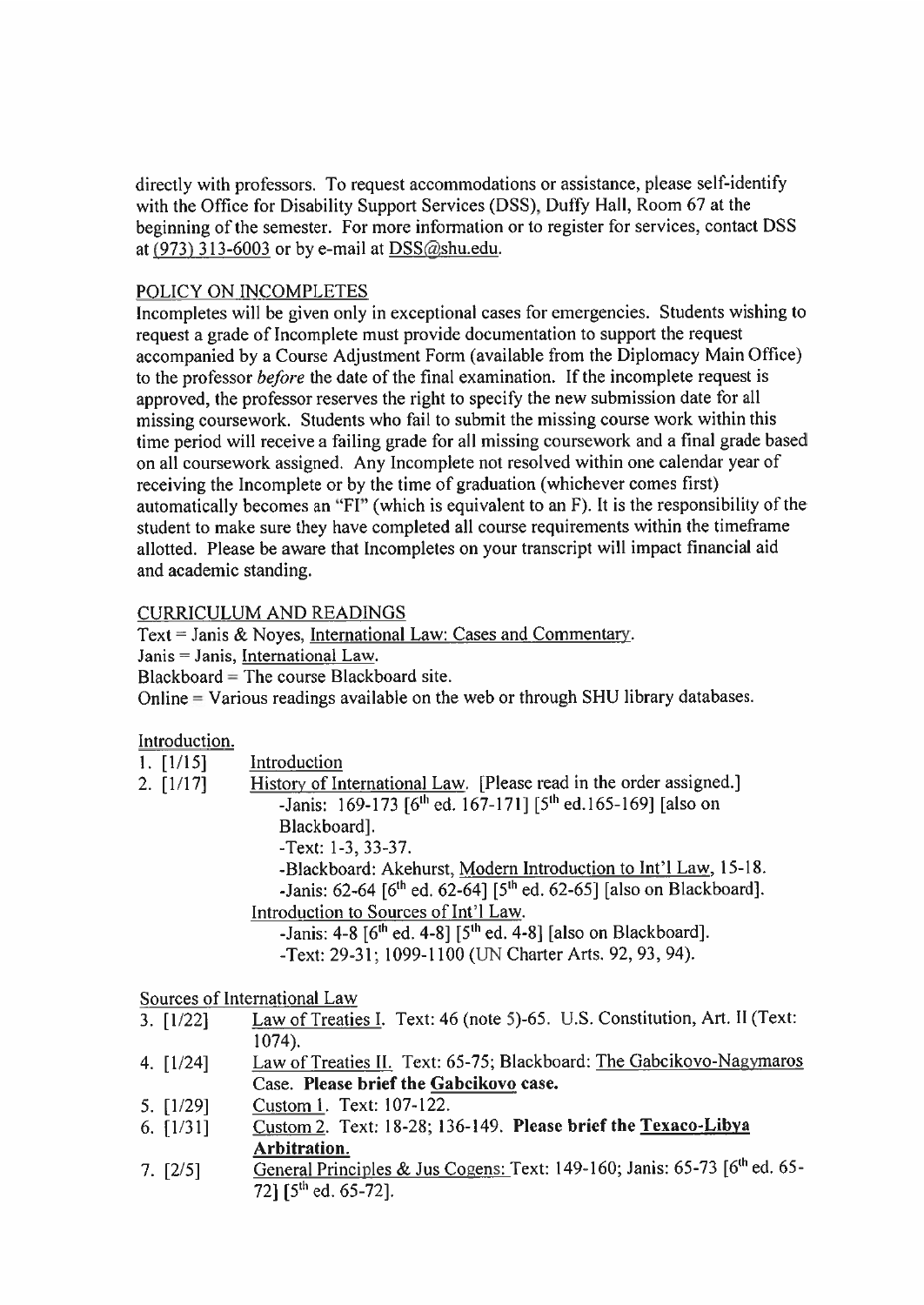directly with professors. To request accommodations or assistance, please self-identify with the Office for Disability Support Services (DSS), Duffy Hall, Room 67 at the beginning of the semester. For more information or to register for services, contact DSS at (973) 313-6003 or by e-mail at DSS@shu.edu.

## POLICY ON INCOMPLETES

Incompletes will be given only in exceptional cases for emergencies. Students wishing to request a grade of Incomplete must provide documentation to support the request accompanied by a Course Adjustment Form (available from the Diplomacy Main Office) to the professor *before* the date of the final examination. If the incomplete request is approved, the professor reserves the right to specify the new submission date for all missing coursework. Students who fail to submit the missing course work within this time period will receive a failing grade for all missing coursework and a final grade based on all coursework assigned. Any Incomplete not resolved within one calendar year of receiving the Incomplete or by the time of graduation (whichever comes first) automatically becomes an "FI" (which is equivalent to an F). It is the responsibility of the student to make sure they have completed all course requirements within the timeframe allotted. Please be aware that Incompletes on your transcript will impact financial aid and academic standing.

## CURRICULUM AND READINGS

Text = Janis & Noyes, International Law: Cases and Commentary.
Janis = Janis, International Law.
Blackboard = The course Blackboard site.
Online = Various readings available on the web or through SHU library databases.

### Introduction.

1. [1/15] Introduction
2. [1/17] History of International Law. [Please read in the order assigned.]
   - -Janis: 169-173 [6th ed. 167-171] [5th ed.165-169] [also on Blackboard].
   - -Text: 1-3, 33-37.
   - -Blackboard: Akehurst, Modern Introduction to Int'l Law, 15-18.
   - -Janis: 62-64 [6th ed. 62-64] [5th ed. 62-65] [also on Blackboard].

   Introduction to Sources of Int'l Law.
   - -Janis: 4-8 [6th ed. 4-8] [5th ed. 4-8] [also on Blackboard].
   - -Text: 29-31; 1099-1100 (UN Charter Arts. 92, 93, 94).

### Sources of International Law

3. [1/22] Law of Treaties I. Text: 46 (note 5)-65. U.S. Constitution, Art. II (Text: 1074).
4. [1/24] Law of Treaties II. Text: 65-75; Blackboard: The Gabcikovo-Nagymaros Case. **Please brief the Gabcikovo case.**
5. [1/29] Custom 1. Text: 107-122.
6. [1/31] Custom 2. Text: 18-28; 136-149. **Please brief the Texaco-Libya Arbitration.**
7. [2/5] General Principles & Jus Cogens: Text: 149-160; Janis: 65-73 [6th ed. 65-72] [5th ed. 65-72].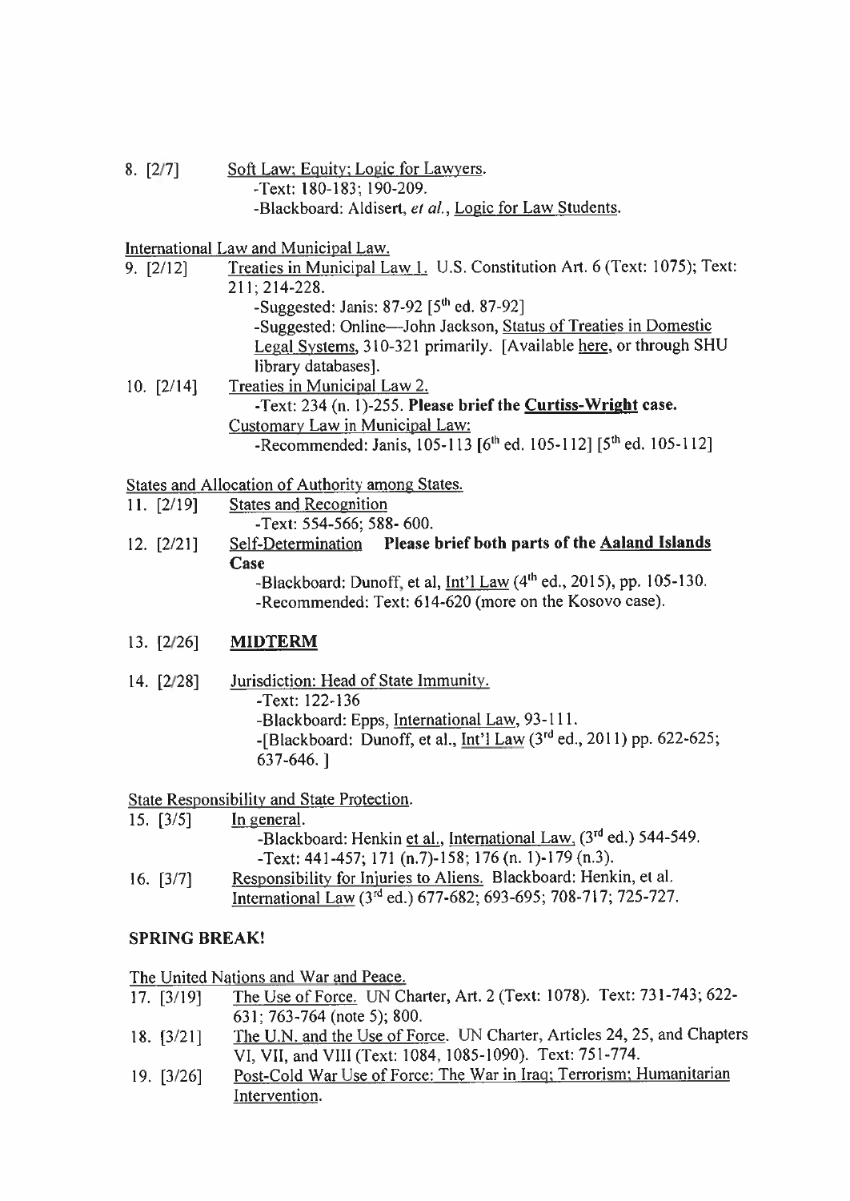8. [2/7] Soft Law; Equity; Logic for Lawyers.
   - -Text: 180-183; 190-209.
   - -Blackboard: Aldisert, *et al.*, Logic for Law Students.

International Law and Municipal Law.

9. [2/12] Treaties in Municipal Law 1. U.S. Constitution Art. 6 (Text: 1075); Text: 211; 214-228.
   - -Suggested: Janis: 87-92 [5th ed. 87-92]
   - -Suggested: Online—John Jackson, Status of Treaties in Domestic Legal Systems, 310-321 primarily. [Available here, or through SHU library databases].

10. [2/14] Treaties in Municipal Law 2.
    - -Text: 234 (n. 1)-255. **Please brief the Curtiss-Wright case.**

    Customary Law in Municipal Law:
    - -Recommended: Janis, 105-113 [6th ed. 105-112] [5th ed. 105-112]

States and Allocation of Authority among States.

11. [2/19] States and Recognition
    - -Text: 554-566; 588- 600.

12. [2/21] Self-Determination **Please brief both parts of the Aaland Islands Case**
    - -Blackboard: Dunoff, et al, Int'l Law (4th ed., 2015), pp. 105-130.
    - -Recommended: Text: 614-620 (more on the Kosovo case).

13. [2/26] **MIDTERM**

14. [2/28] Jurisdiction: Head of State Immunity.
    - -Text: 122-136
    - -Blackboard: Epps, International Law, 93-111.
    - -[Blackboard: Dunoff, et al., Int'l Law (3rd ed., 2011) pp. 622-625; 637-646. ]

State Responsibility and State Protection.

15. [3/5] In general.
    - -Blackboard: Henkin et al., International Law, (3rd ed.) 544-549.
    - -Text: 441-457; 171 (n.7)-158; 176 (n. 1)-179 (n.3).

16. [3/7] Responsibility for Injuries to Aliens. Blackboard: Henkin, et al. International Law (3rd ed.) 677-682; 693-695; 708-717; 725-727.

**SPRING BREAK!**

The United Nations and War and Peace.

17. [3/19] The Use of Force. UN Charter, Art. 2 (Text: 1078). Text: 731-743; 622-631; 763-764 (note 5); 800.

18. [3/21] The U.N. and the Use of Force. UN Charter, Articles 24, 25, and Chapters VI, VII, and VIII (Text: 1084, 1085-1090). Text: 751-774.

19. [3/26] Post-Cold War Use of Force: The War in Iraq; Terrorism; Humanitarian Intervention.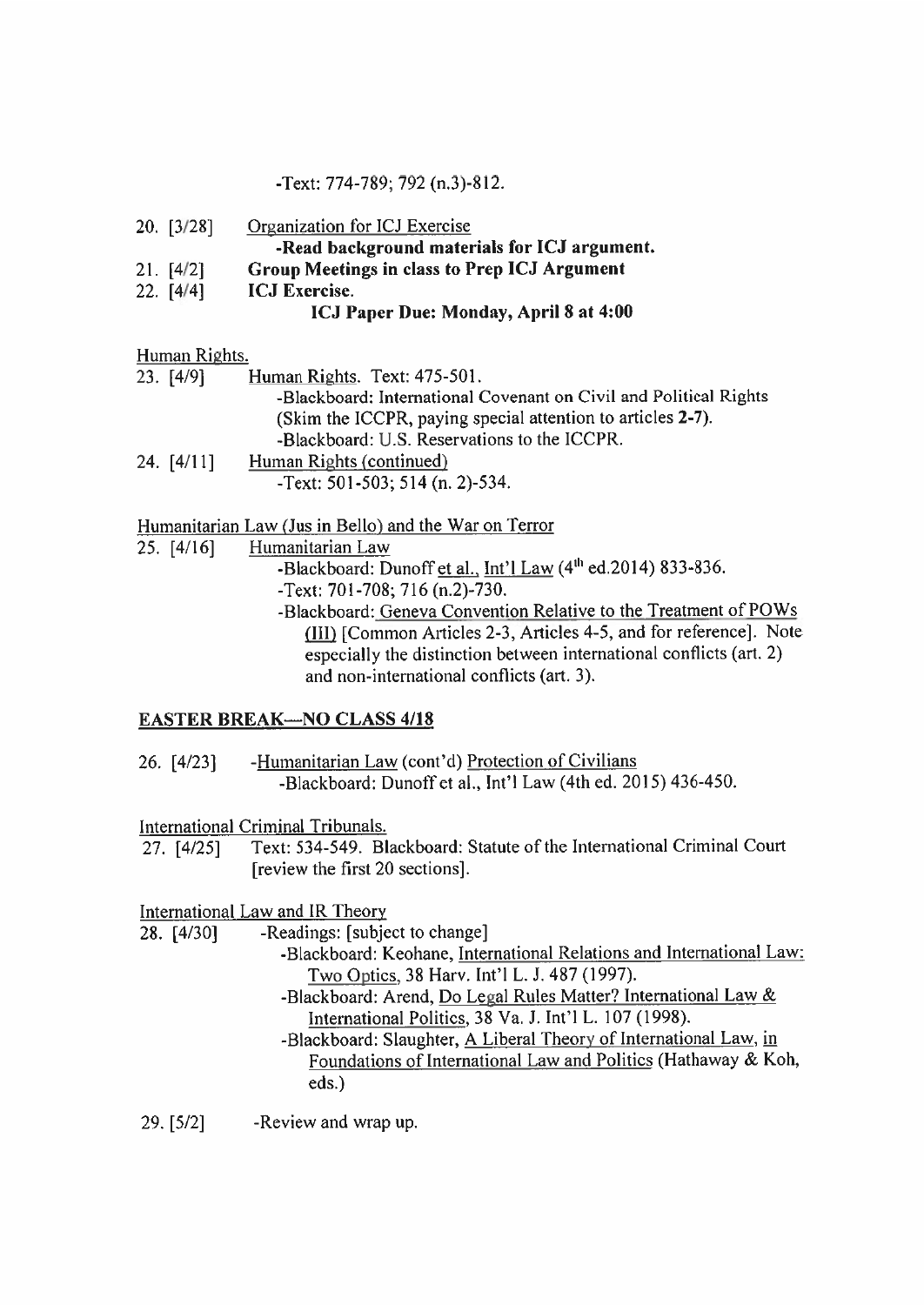-Text: 774-789; 792 (n.3)-812.

20. [3/28] <u>Organization for ICJ Exercise</u>
   **-Read background materials for ICJ argument.**

21. [4/2] **Group Meetings in class to Prep ICJ Argument**

22. [4/4] **ICJ Exercise.**
   **ICJ Paper Due: Monday, April 8 at 4:00**

<u>Human Rights.</u>

23. [4/9] <u>Human Rights.</u> Text: 475-501.
   -Blackboard: International Covenant on Civil and Political Rights (Skim the ICCPR, paying special attention to articles **2-7**).
   -Blackboard: U.S. Reservations to the ICCPR.

24. [4/11] <u>Human Rights (continued)</u>
   -Text: 501-503; 514 (n. 2)-534.

<u>Humanitarian Law (Jus in Bello) and the War on Terror</u>

25. [4/16] <u>Humanitarian Law</u>
   -Blackboard: Dunoff <u>et al.</u>, <u>Int'l Law</u> (4th ed.2014) 833-836.
   -Text: 701-708; 716 (n.2)-730.
   -Blackboard: <u>Geneva Convention Relative to the Treatment of POWs (III)</u> [Common Articles 2-3, Articles 4-5, and for reference]. Note especially the distinction between international conflicts (art. 2) and non-international conflicts (art. 3).

**<u>EASTER BREAK—NO CLASS 4/18</u>**

26. [4/23] -<u>Humanitarian Law</u> (cont'd) <u>Protection of Civilians</u>
   -Blackboard: Dunoff et al., Int'l Law (4th ed. 2015) 436-450.

<u>International Criminal Tribunals.</u>

27. [4/25] Text: 534-549. Blackboard: Statute of the International Criminal Court [review the first 20 sections].

<u>International Law and IR Theory</u>

28. [4/30] -Readings: [subject to change]
   -Blackboard: Keohane, <u>International Relations and International Law: Two Optics</u>, 38 Harv. Int'l L. J. 487 (1997).
   -Blackboard: Arend, <u>Do Legal Rules Matter? International Law & International Politics</u>, 38 Va. J. Int'l L. 107 (1998).
   -Blackboard: Slaughter, <u>A Liberal Theory of International Law</u>, <u>in</u> <u>Foundations of International Law and Politics</u> (Hathaway & Koh, eds.)

29. [5/2] -Review and wrap up.